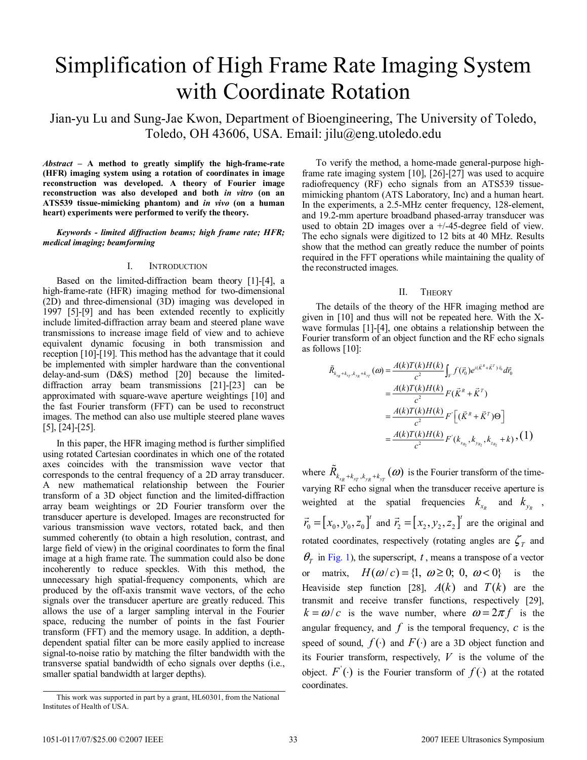# Simplification of High Frame Rate Imaging System with Coordinate Rotation

Jian-yu Lu and Sung-Jae Kwon, Department of Bioengineering, The University of Toledo, Toledo, OH 43606, USA. Email: jilu@eng.utoledo.edu

***Abstract* – A method to greatly simplify the high-frame-rate (HFR) imaging system using a rotation of coordinates in image reconstruction was developed. A theory of Fourier image reconstruction was also developed and both *in vitro* (on an ATS539 tissue-mimicking phantom) and *in vivo* (on a human heart) experiments were performed to verify the theory.**

***Keywords - limited diffraction beams; high frame rate; HFR; medical imaging; beamforming***

## I. Introduction

Based on the limited-diffraction beam theory [1]-[4], a high-frame-rate (HFR) imaging method for two-dimensional (2D) and three-dimensional (3D) imaging was developed in 1997 [5]-[9] and has been extended recently to explicitly include limited-diffraction array beam and steered plane wave transmissions to increase image field of view and to achieve equivalent dynamic focusing in both transmission and reception [10]-[19]. This method has the advantage that it could be implemented with simpler hardware than the conventional delay-and-sum (D&S) method [20] because the limited-diffraction array beam transmissions [21]-[23] can be approximated with square-wave aperture weightings [10] and the fast Fourier transform (FFT) can be used to reconstruct images. The method can also use multiple steered plane waves [5], [24]-[25].

In this paper, the HFR imaging method is further simplified using rotated Cartesian coordinates in which one of the rotated axes coincides with the transmission wave vector that corresponds to the central frequency of a 2D array transducer. A new mathematical relationship between the Fourier transform of a 3D object function and the limited-diffraction array beam weightings or 2D Fourier transform over the transducer aperture is developed. Images are reconstructed for various transmission wave vectors, rotated back, and then summed coherently (to obtain a high resolution, contrast, and large field of view) in the original coordinates to form the final image at a high frame rate. The summation could also be done incoherently to reduce speckles. With this method, the unnecessary high spatial-frequency components, which are produced by the off-axis transmit wave vectors, of the echo signals over the transducer aperture are greatly reduced. This allows the use of a larger sampling interval in the Fourier space, reducing the number of points in the fast Fourier transform (FFT) and the memory usage. In addition, a depth-dependent spatial filter can be more easily applied to increase signal-to-noise ratio by matching the filter bandwidth with the transverse spatial bandwidth of echo signals over depths (i.e., smaller spatial bandwidth at larger depths).

To verify the method, a home-made general-purpose high-frame rate imaging system [10], [26]-[27] was used to acquire radiofrequency (RF) echo signals from an ATS539 tissue-mimicking phantom (ATS Laboratory, Inc) and a human heart. In the experiments, a 2.5-MHz center frequency, 128-element, and 19.2-mm aperture broadband phased-array transducer was used to obtain 2D images over a +/-45-degree field of view. The echo signals were digitized to 12 bits at 40 MHz. Results show that the method can greatly reduce the number of points required in the FFT operations while maintaining the quality of the reconstructed images.

## II. Theory

The details of the theory of the HFR imaging method are given in [10] and thus will not be repeated here. With the X-wave formulas [1]-[4], one obtains a relationship between the Fourier transform of an object function and the RF echo signals as follows [10]:

$$
\begin{aligned}
\tilde{R}_{k_{x_R}+k_{x_T},k_{y_R}+k_{y_T}}(\omega) &= \frac{A(k)T(k)H(k)}{c^2}\int_V f(\vec{r}_0)e^{i(\vec{K}^R+\vec{K}^T)\cdot\vec{r}_0}d\vec{r}_0 \\
&= \frac{A(k)T(k)H(k)}{c^2}F(\vec{K}^R+\vec{K}^T) \\
&= \frac{A(k)T(k)H(k)}{c^2}F'\left[(\vec{K}^R+\vec{K}^T)\Theta\right] \\
&= \frac{A(k)T(k)H(k)}{c^2}F'(k_{x_{R_2}},k_{y_{R_2}},k_{z_{R_2}}+k),
\end{aligned} \tag{1}
$$

where $\tilde{R}_{k_{x_R}+k_{x_T},k_{y_R}+k_{y_T}}(\omega)$ is the Fourier transform of the time-varying RF echo signal when the transducer receive aperture is weighted at the spatial frequencies $k_{x_R}$ and $k_{y_R}$, $\vec{r}_0=[x_0,y_0,z_0]^t$ and $\vec{r}_2=[x_2,y_2,z_2]^t$ are the original and rotated coordinates, respectively (rotating angles are $\zeta_T$ and $\theta_T$ in Fig. 1), the superscript, $t$, means a transpose of a vector or matrix, $H(\omega/c)=\{1,\ \omega\geq 0;\ 0,\ \omega<0\}$ is the Heaviside step function [28], $A(k)$ and $T(k)$ are the transmit and receive transfer functions, respectively [29], $k=\omega/c$ is the wave number, where $\omega=2\pi f$ is the angular frequency, and $f$ is the temporal frequency, $c$ is the speed of sound, $f(\cdot)$ and $F(\cdot)$ are a 3D object function and its Fourier transform, respectively, $V$ is the volume of the object. $F'(\cdot)$ is the Fourier transform of $f(\cdot)$ at the rotated coordinates.

This work was supported in part by a grant, HL60301, from the National Institutes of Health of USA.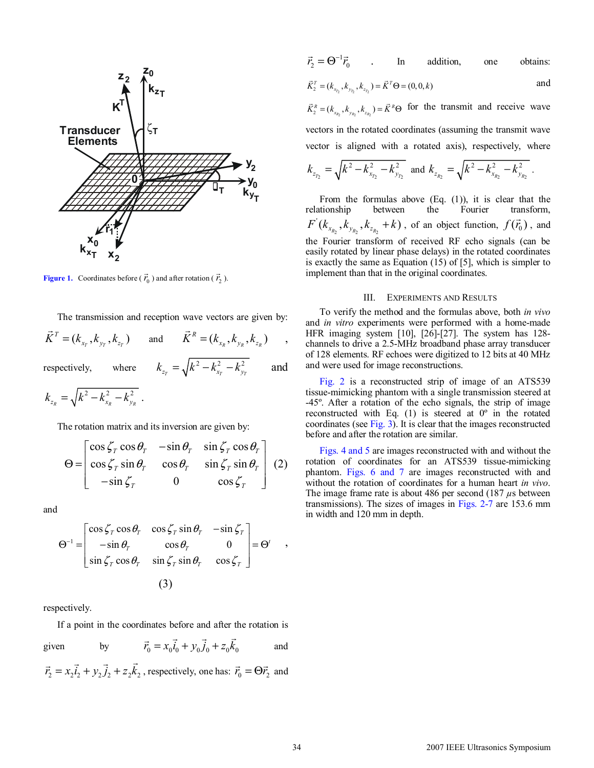Figure 1. Coordinates before ($\vec{r}_0$) and after rotation ($\vec{r}_2$).

The transmission and reception wave vectors are given by: $\vec{K}^T = (k_{x_T}, k_{y_T}, k_{z_T})$ and $\vec{K}^R = (k_{x_R}, k_{y_R}, k_{z_R})$, respectively, where $k_{z_T} = \sqrt{k^2 - k_{x_T}^2 - k_{y_T}^2}$ and $k_{z_R} = \sqrt{k^2 - k_{x_R}^2 - k_{y_R}^2}$.

The rotation matrix and its inversion are given by:

$$\Theta = \begin{bmatrix} \cos\zeta_T \cos\theta_T & -\sin\theta_T & \sin\zeta_T \cos\theta_T \\ \cos\zeta_T \sin\theta_T & \cos\theta_T & \sin\zeta_T \sin\theta_T \\ -\sin\zeta_T & 0 & \cos\zeta_T \end{bmatrix} \quad (2)$$

and

$$\Theta^{-1} = \begin{bmatrix} \cos\zeta_T \cos\theta_T & \cos\zeta_T \sin\theta_T & -\sin\zeta_T \\ -\sin\theta_T & \cos\theta_T & 0 \\ \sin\zeta_T \cos\theta_T & \sin\zeta_T \sin\theta_T & \cos\zeta_T \end{bmatrix} = \Theta^t \quad (3)$$

respectively.

If a point in the coordinates before and after the rotation is given by $\vec{r}_0 = x_0\vec{i}_0 + y_0\vec{j}_0 + z_0\vec{k}_0$ and $\vec{r}_2 = x_2\vec{i}_2 + y_2\vec{j}_2 + z_2\vec{k}_2$, respectively, one has: $\vec{r}_0 = \Theta\vec{r}_2$ and $\vec{r}_2 = \Theta^{-1}\vec{r}_0$. In addition, one obtains: $\vec{K}_2^T = (k_{x_{T_2}}, k_{y_{T_2}}, k_{z_{T_2}}) = \vec{K}^T\Theta = (0,0,k)$ and $\vec{K}_2^R = (k_{x_{R_2}}, k_{y_{R_2}}, k_{z_{R_2}}) = \vec{K}^R\Theta$ for the transmit and receive wave vectors in the rotated coordinates (assuming the transmit wave vector is aligned with a rotated axis), respectively, where $k_{z_{T_2}} = \sqrt{k^2 - k_{x_{T_2}}^2 - k_{y_{T_2}}^2}$ and $k_{z_{R_2}} = \sqrt{k^2 - k_{x_{R_2}}^2 - k_{y_{R_2}}^2}$.

From the formulas above (Eq. (1)), it is clear that the relationship between the Fourier transform, $F'(k_{x_{R_2}}, k_{y_{R_2}}, k_{z_{R_2}} + k)$, of an object function, $f(\vec{r}_0)$, and the Fourier transform of received RF echo signals (can be easily rotated by linear phase delays) in the rotated coordinates is exactly the same as Equation (15) of [5], which is simpler to implement than that in the original coordinates.

## III. Experiments and Results

To verify the method and the formulas above, both *in vivo* and *in vitro* experiments were performed with a home-made HFR imaging system [10], [26]-[27]. The system has 128-channels to drive a 2.5-MHz broadband phase array transducer of 128 elements. RF echoes were digitized to 12 bits at 40 MHz and were used for image reconstructions.

Fig. 2 is a reconstructed strip of image of an ATS539 tissue-mimicking phantom with a single transmission steered at -45º. After a rotation of the echo signals, the strip of image reconstructed with Eq. (1) is steered at 0º in the rotated coordinates (see Fig. 3). It is clear that the images reconstructed before and after the rotation are similar.

Figs. 4 and 5 are images reconstructed with and without the rotation of coordinates for an ATS539 tissue-mimicking phantom. Figs. 6 and 7 are images reconstructed with and without the rotation of coordinates for a human heart *in vivo*. The image frame rate is about 486 per second (187 $\mu$s between transmissions). The sizes of images in Figs. 2-7 are 153.6 mm in width and 120 mm in depth.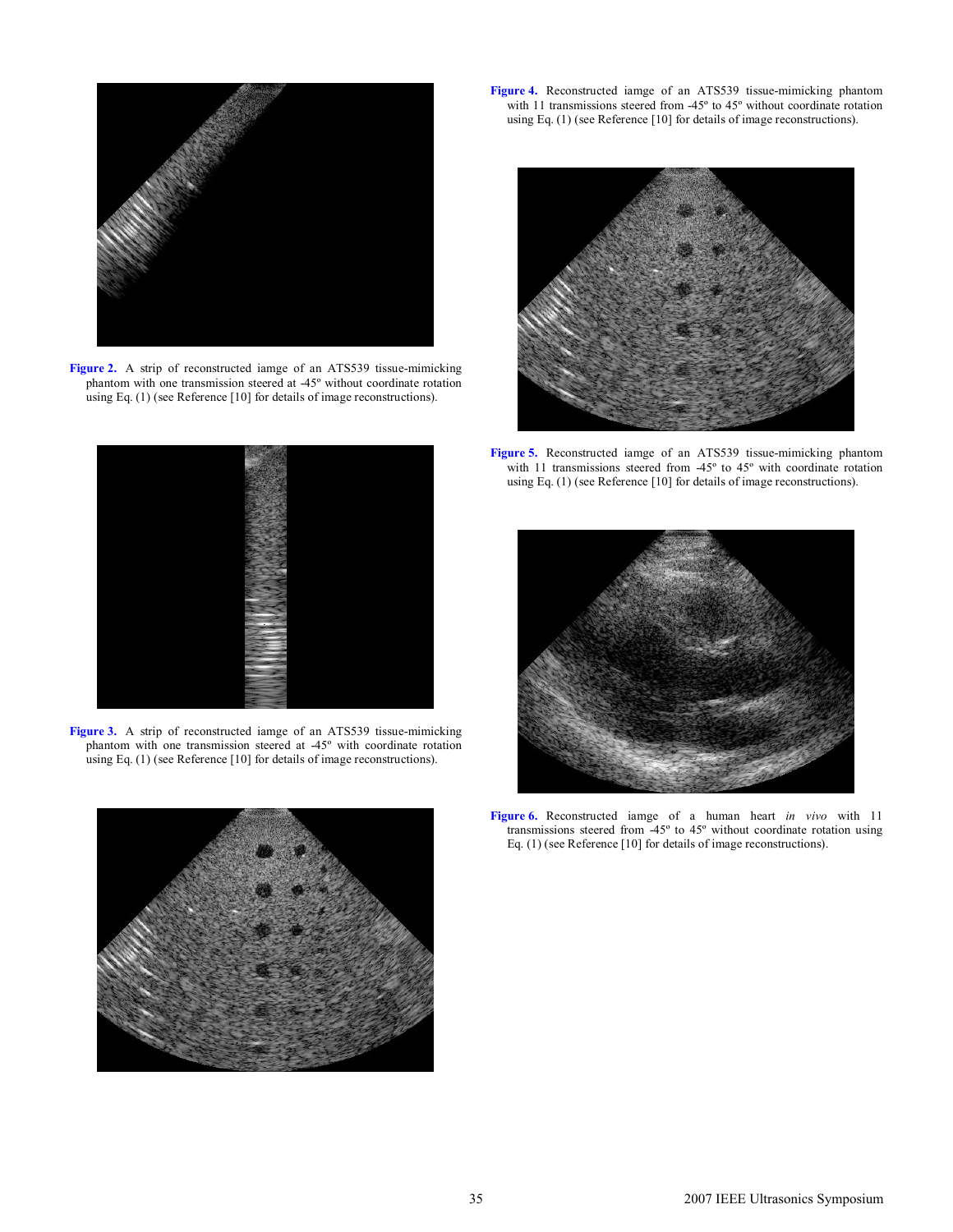**Figure 2.** A strip of reconstructed iamge of an ATS539 tissue-mimicking phantom with one transmission steered at -45º without coordinate rotation using Eq. (1) (see Reference [10] for details of image reconstructions).

**Figure 3.** A strip of reconstructed iamge of an ATS539 tissue-mimicking phantom with one transmission steered at -45º with coordinate rotation using Eq. (1) (see Reference [10] for details of image reconstructions).

**Figure 4.** Reconstructed iamge of an ATS539 tissue-mimicking phantom with 11 transmissions steered from -45º to 45º without coordinate rotation using Eq. (1) (see Reference [10] for details of image reconstructions).

**Figure 5.** Reconstructed iamge of an ATS539 tissue-mimicking phantom with 11 transmissions steered from -45º to 45º with coordinate rotation using Eq. (1) (see Reference [10] for details of image reconstructions).

**Figure 6.** Reconstructed iamge of a human heart *in vivo* with 11 transmissions steered from -45º to 45º without coordinate rotation using Eq. (1) (see Reference [10] for details of image reconstructions).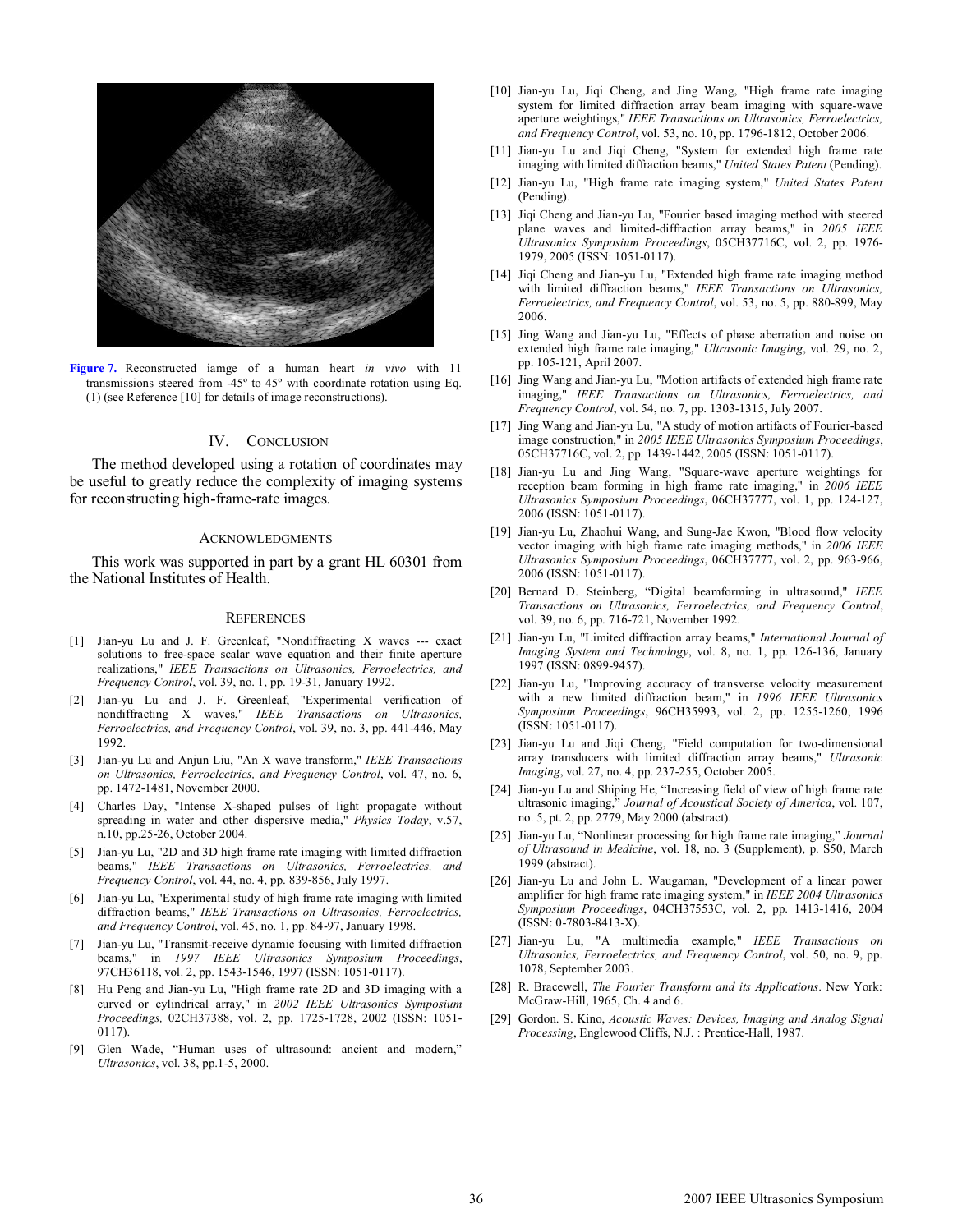**Figure 7.** Reconstructed iamge of a human heart *in vivo* with 11 transmissions steered from -45º to 45º with coordinate rotation using Eq. (1) (see Reference [10] for details of image reconstructions).

## IV. Conclusion

The method developed using a rotation of coordinates may be useful to greatly reduce the complexity of imaging systems for reconstructing high-frame-rate images.

## Acknowledgments

This work was supported in part by a grant HL 60301 from the National Institutes of Health.

## References

[1] Jian-yu Lu and J. F. Greenleaf, "Nondiffracting X waves --- exact solutions to free-space scalar wave equation and their finite aperture realizations," *IEEE Transactions on Ultrasonics, Ferroelectrics, and Frequency Control*, vol. 39, no. 1, pp. 19-31, January 1992.

[2] Jian-yu Lu and J. F. Greenleaf, "Experimental verification of nondiffracting X waves," *IEEE Transactions on Ultrasonics, Ferroelectrics, and Frequency Control*, vol. 39, no. 3, pp. 441-446, May 1992.

[3] Jian-yu Lu and Anjun Liu, "An X wave transform," *IEEE Transactions on Ultrasonics, Ferroelectrics, and Frequency Control*, vol. 47, no. 6, pp. 1472-1481, November 2000.

[4] Charles Day, "Intense X-shaped pulses of light propagate without spreading in water and other dispersive media," *Physics Today*, v.57, n.10, pp.25-26, October 2004.

[5] Jian-yu Lu, "2D and 3D high frame rate imaging with limited diffraction beams," *IEEE Transactions on Ultrasonics, Ferroelectrics, and Frequency Control*, vol. 44, no. 4, pp. 839-856, July 1997.

[6] Jian-yu Lu, "Experimental study of high frame rate imaging with limited diffraction beams," *IEEE Transactions on Ultrasonics, Ferroelectrics, and Frequency Control*, vol. 45, no. 1, pp. 84-97, January 1998.

[7] Jian-yu Lu, "Transmit-receive dynamic focusing with limited diffraction beams," in *1997 IEEE Ultrasonics Symposium Proceedings*, 97CH36118, vol. 2, pp. 1543-1546, 1997 (ISSN: 1051-0117).

[8] Hu Peng and Jian-yu Lu, "High frame rate 2D and 3D imaging with a curved or cylindrical array," in *2002 IEEE Ultrasonics Symposium Proceedings,* 02CH37388, vol. 2, pp. 1725-1728, 2002 (ISSN: 1051-0117).

[9] Glen Wade, "Human uses of ultrasound: ancient and modern," *Ultrasonics*, vol. 38, pp.1-5, 2000.

[10] Jian-yu Lu, Jiqi Cheng, and Jing Wang, "High frame rate imaging system for limited diffraction array beam imaging with square-wave aperture weightings," *IEEE Transactions on Ultrasonics, Ferroelectrics, and Frequency Control*, vol. 53, no. 10, pp. 1796-1812, October 2006.

[11] Jian-yu Lu and Jiqi Cheng, "System for extended high frame rate imaging with limited diffraction beams," *United States Patent* (Pending).

[12] Jian-yu Lu, "High frame rate imaging system," *United States Patent* (Pending).

[13] Jiqi Cheng and Jian-yu Lu, "Fourier based imaging method with steered plane waves and limited-diffraction array beams," in *2005 IEEE Ultrasonics Symposium Proceedings*, 05CH37716C, vol. 2, pp. 1976-1979, 2005 (ISSN: 1051-0117).

[14] Jiqi Cheng and Jian-yu Lu, "Extended high frame rate imaging method with limited diffraction beams," *IEEE Transactions on Ultrasonics, Ferroelectrics, and Frequency Control*, vol. 53, no. 5, pp. 880-899, May 2006.

[15] Jing Wang and Jian-yu Lu, "Effects of phase aberration and noise on extended high frame rate imaging," *Ultrasonic Imaging*, vol. 29, no. 2, pp. 105-121, April 2007.

[16] Jing Wang and Jian-yu Lu, "Motion artifacts of extended high frame rate imaging," *IEEE Transactions on Ultrasonics, Ferroelectrics, and Frequency Control*, vol. 54, no. 7, pp. 1303-1315, July 2007.

[17] Jing Wang and Jian-yu Lu, "A study of motion artifacts of Fourier-based image construction," in *2005 IEEE Ultrasonics Symposium Proceedings*, 05CH37716C, vol. 2, pp. 1439-1442, 2005 (ISSN: 1051-0117).

[18] Jian-yu Lu and Jing Wang, "Square-wave aperture weightings for reception beam forming in high frame rate imaging," in *2006 IEEE Ultrasonics Symposium Proceedings*, 06CH37777, vol. 1, pp. 124-127, 2006 (ISSN: 1051-0117).

[19] Jian-yu Lu, Zhaohui Wang, and Sung-Jae Kwon, "Blood flow velocity vector imaging with high frame rate imaging methods," in *2006 IEEE Ultrasonics Symposium Proceedings*, 06CH37777, vol. 2, pp. 963-966, 2006 (ISSN: 1051-0117).

[20] Bernard D. Steinberg, "Digital beamforming in ultrasound," *IEEE Transactions on Ultrasonics, Ferroelectrics, and Frequency Control*, vol. 39, no. 6, pp. 716-721, November 1992.

[21] Jian-yu Lu, "Limited diffraction array beams," *International Journal of Imaging System and Technology*, vol. 8, no. 1, pp. 126-136, January 1997 (ISSN: 0899-9457).

[22] Jian-yu Lu, "Improving accuracy of transverse velocity measurement with a new limited diffraction beam," in *1996 IEEE Ultrasonics Symposium Proceedings*, 96CH35993, vol. 2, pp. 1255-1260, 1996 (ISSN: 1051-0117).

[23] Jian-yu Lu and Jiqi Cheng, "Field computation for two-dimensional array transducers with limited diffraction array beams," *Ultrasonic Imaging*, vol. 27, no. 4, pp. 237-255, October 2005.

[24] Jian-yu Lu and Shiping He, "Increasing field of view of high frame rate ultrasonic imaging," *Journal of Acoustical Society of America*, vol. 107, no. 5, pt. 2, pp. 2779, May 2000 (abstract).

[25] Jian-yu Lu, "Nonlinear processing for high frame rate imaging," *Journal of Ultrasound in Medicine*, vol. 18, no. 3 (Supplement), p. S50, March 1999 (abstract).

[26] Jian-yu Lu and John L. Waugaman, "Development of a linear power amplifier for high frame rate imaging system," in *IEEE 2004 Ultrasonics Symposium Proceedings*, 04CH37553C, vol. 2, pp. 1413-1416, 2004 (ISSN: 0-7803-8413-X).

[27] Jian-yu Lu, "A multimedia example," *IEEE Transactions on Ultrasonics, Ferroelectrics, and Frequency Control*, vol. 50, no. 9, pp. 1078, September 2003.

[28] R. Bracewell, *The Fourier Transform and its Applications*. New York: McGraw-Hill, 1965, Ch. 4 and 6.

[29] Gordon. S. Kino, *Acoustic Waves: Devices, Imaging and Analog Signal Processing*, Englewood Cliffs, N.J. : Prentice-Hall, 1987.